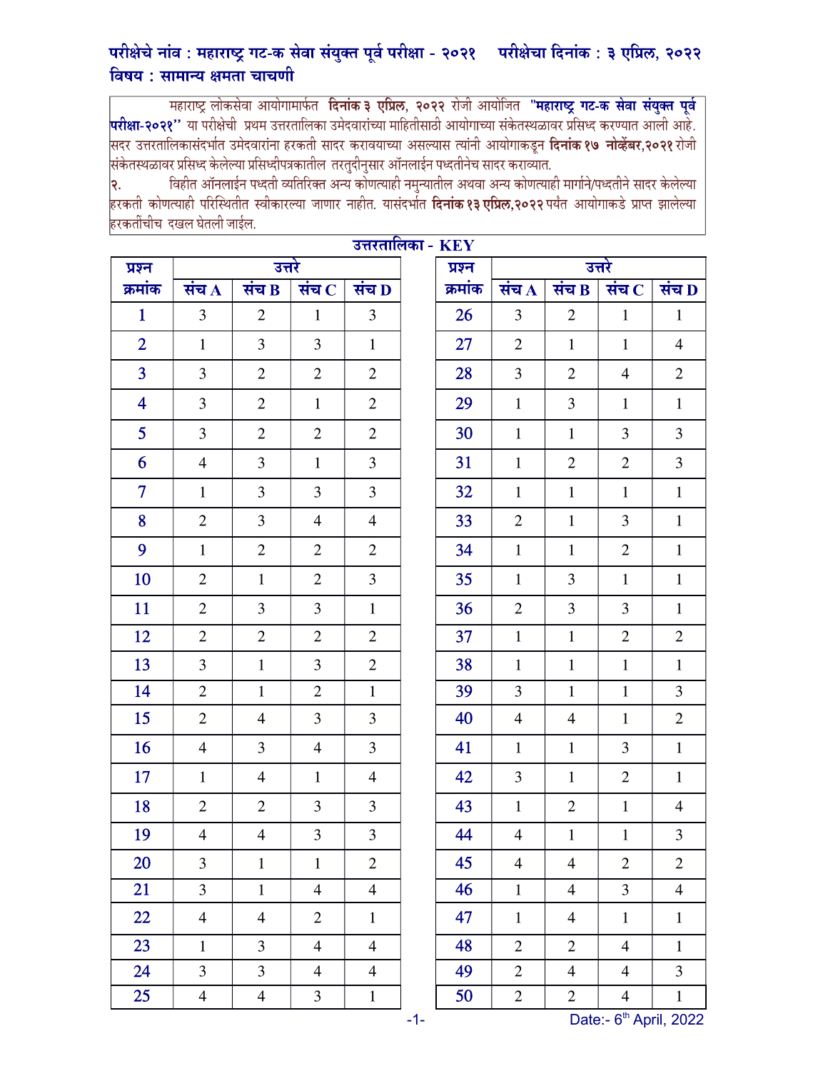**परीक्षेचे नांव : महाराष्ट्र गट-क सेवा संयुक्त पूर्व परीक्षा - २०२१ परीक्षेचा दिनांक : ३ एप्रिल, २०२२**
**विषय : सामान्य क्षमता चाचणी**

महाराष्ट्र लोकसेवा आयोगामार्फत **दिनांक ३ एप्रिल, २०२२** रोजी आयोजित **"महाराष्ट्र गट-क सेवा संयुक्त पूर्व परीक्षा-२०२१"** या परीक्षेची प्रथम उत्तरतालिका उमेदवारांच्या माहितीसाठी आयोगाच्या संकेतस्थळावर प्रसिध्द करण्यात आली आहे. सदर उत्तरतालिकासंदर्भात उमेदवारांना हरकती सादर करावयाच्या असल्यास त्यांनी आयोगाकडून **दिनांक १७ नोव्हेंबर,२०२१** रोजी संकेतस्थळावर प्रसिध्द केलेल्या प्रसिध्दीपत्रकातील तरतुदीनुसार ऑनलाईन पध्दतीनेच सादर कराव्यात.

२. विहीत ऑनलाईन पध्दती व्यतिरिक्त अन्य कोणत्याही नमुन्यातील अथवा अन्य कोणत्याही मार्गाने/पध्दतीने सादर केलेल्या हरकती कोणत्याही परिस्थितीत स्वीकारल्या जाणार नाहीत. यासंदर्भात **दिनांक १३ एप्रिल,२०२२** पर्यंत आयोगाकडे प्राप्त झालेल्या हरकतींचीच दखल घेतली जाईल.

## उत्तरतालिका - KEY

| प्रश्न क्रमांक | उत्तरे | | | |
|---|---|---|---|---|
| | संच A | संच B | संच C | संच D |
| 1 | 3 | 2 | 1 | 3 |
| 2 | 1 | 3 | 3 | 1 |
| 3 | 3 | 2 | 2 | 2 |
| 4 | 3 | 2 | 1 | 2 |
| 5 | 3 | 2 | 2 | 2 |
| 6 | 4 | 3 | 1 | 3 |
| 7 | 1 | 3 | 3 | 3 |
| 8 | 2 | 3 | 4 | 4 |
| 9 | 1 | 2 | 2 | 2 |
| 10 | 2 | 1 | 2 | 3 |
| 11 | 2 | 3 | 3 | 1 |
| 12 | 2 | 2 | 2 | 2 |
| 13 | 3 | 1 | 3 | 2 |
| 14 | 2 | 1 | 2 | 1 |
| 15 | 2 | 4 | 3 | 3 |
| 16 | 4 | 3 | 4 | 3 |
| 17 | 1 | 4 | 1 | 4 |
| 18 | 2 | 2 | 3 | 3 |
| 19 | 4 | 4 | 3 | 3 |
| 20 | 3 | 1 | 1 | 2 |
| 21 | 3 | 1 | 4 | 4 |
| 22 | 4 | 4 | 2 | 1 |
| 23 | 1 | 3 | 4 | 4 |
| 24 | 3 | 3 | 4 | 4 |
| 25 | 4 | 4 | 3 | 1 |

| प्रश्न क्रमांक | उत्तरे | | | |
|---|---|---|---|---|
| | संच A | संच B | संच C | संच D |
| 26 | 3 | 2 | 1 | 1 |
| 27 | 2 | 1 | 1 | 4 |
| 28 | 3 | 2 | 4 | 2 |
| 29 | 1 | 3 | 1 | 1 |
| 30 | 1 | 1 | 3 | 3 |
| 31 | 1 | 2 | 2 | 3 |
| 32 | 1 | 1 | 1 | 1 |
| 33 | 2 | 1 | 3 | 1 |
| 34 | 1 | 1 | 2 | 1 |
| 35 | 1 | 3 | 1 | 1 |
| 36 | 2 | 3 | 3 | 1 |
| 37 | 1 | 1 | 2 | 2 |
| 38 | 1 | 1 | 1 | 1 |
| 39 | 3 | 1 | 1 | 3 |
| 40 | 4 | 4 | 1 | 2 |
| 41 | 1 | 1 | 3 | 1 |
| 42 | 3 | 1 | 2 | 1 |
| 43 | 1 | 2 | 1 | 4 |
| 44 | 4 | 1 | 1 | 3 |
| 45 | 4 | 4 | 2 | 2 |
| 46 | 1 | 4 | 3 | 4 |
| 47 | 1 | 4 | 1 | 1 |
| 48 | 2 | 2 | 4 | 1 |
| 49 | 2 | 4 | 4 | 3 |
| 50 | 2 | 2 | 4 | 1 |

Date:- 6th April, 2022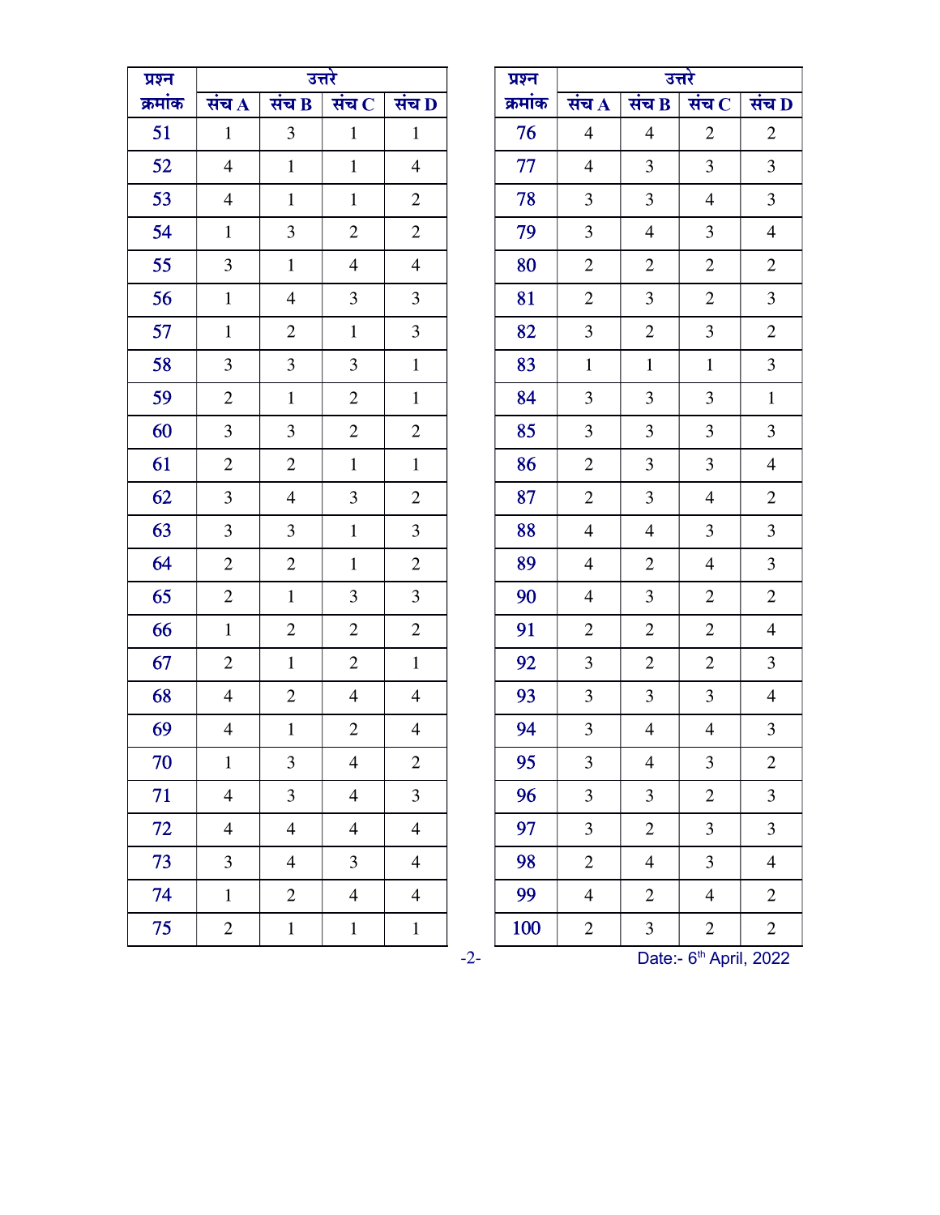| प्रश्न क्रमांक | उत्तरे | | | |
|---|---|---|---|---|
| | संच A | संच B | संच C | संच D |
| 51 | 1 | 3 | 1 | 1 |
| 52 | 4 | 1 | 1 | 4 |
| 53 | 4 | 1 | 1 | 2 |
| 54 | 1 | 3 | 2 | 2 |
| 55 | 3 | 1 | 4 | 4 |
| 56 | 1 | 4 | 3 | 3 |
| 57 | 1 | 2 | 1 | 3 |
| 58 | 3 | 3 | 3 | 1 |
| 59 | 2 | 1 | 2 | 1 |
| 60 | 3 | 3 | 2 | 2 |
| 61 | 2 | 2 | 1 | 1 |
| 62 | 3 | 4 | 3 | 2 |
| 63 | 3 | 3 | 1 | 3 |
| 64 | 2 | 2 | 1 | 2 |
| 65 | 2 | 1 | 3 | 3 |
| 66 | 1 | 2 | 2 | 2 |
| 67 | 2 | 1 | 2 | 1 |
| 68 | 4 | 2 | 4 | 4 |
| 69 | 4 | 1 | 2 | 4 |
| 70 | 1 | 3 | 4 | 2 |
| 71 | 4 | 3 | 4 | 3 |
| 72 | 4 | 4 | 4 | 4 |
| 73 | 3 | 4 | 3 | 4 |
| 74 | 1 | 2 | 4 | 4 |
| 75 | 2 | 1 | 1 | 1 |
| 76 | 4 | 4 | 2 | 2 |
| 77 | 4 | 3 | 3 | 3 |
| 78 | 3 | 3 | 4 | 3 |
| 79 | 3 | 4 | 3 | 4 |
| 80 | 2 | 2 | 2 | 2 |
| 81 | 2 | 3 | 2 | 3 |
| 82 | 3 | 2 | 3 | 2 |
| 83 | 1 | 1 | 1 | 3 |
| 84 | 3 | 3 | 3 | 1 |
| 85 | 3 | 3 | 3 | 3 |
| 86 | 2 | 3 | 3 | 4 |
| 87 | 2 | 3 | 4 | 2 |
| 88 | 4 | 4 | 3 | 3 |
| 89 | 4 | 2 | 4 | 3 |
| 90 | 4 | 3 | 2 | 2 |
| 91 | 2 | 2 | 2 | 4 |
| 92 | 3 | 2 | 2 | 3 |
| 93 | 3 | 3 | 3 | 4 |
| 94 | 3 | 4 | 4 | 3 |
| 95 | 3 | 4 | 3 | 2 |
| 96 | 3 | 3 | 2 | 3 |
| 97 | 3 | 2 | 3 | 3 |
| 98 | 2 | 4 | 3 | 4 |
| 99 | 4 | 2 | 4 | 2 |
| 100 | 2 | 3 | 2 | 2 |

Date:- 6th April, 2022